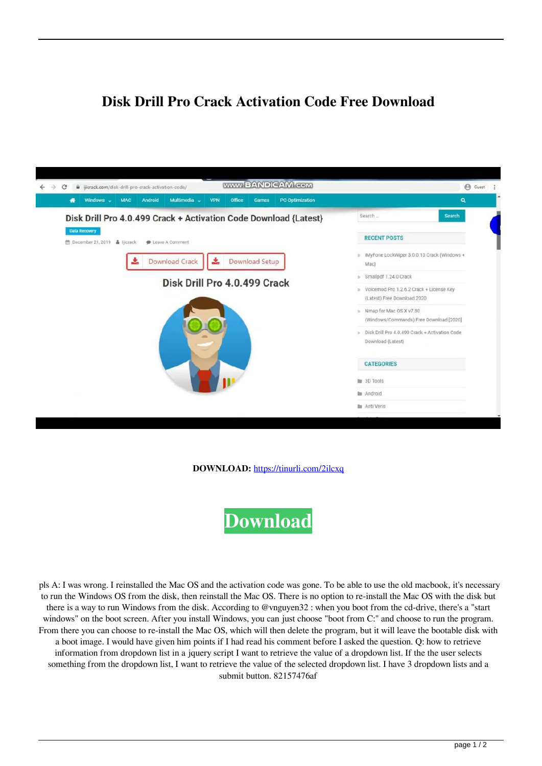# Disk Drill Pro Crack Activation Code Free Download

**DOWNLOAD:** https://tinurli.com/2ilcxq

Download

pls A: I was wrong. I reinstalled the Mac OS and the activation code was gone. To be able to use the old macbook, it's necessary to run the Windows OS from the disk, then reinstall the Mac OS. There is no option to re-install the Mac OS with the disk but there is a way to run Windows from the disk. According to @vnguyen32 : when you boot from the cd-drive, there's a "start windows" on the boot screen. After you install Windows, you can just choose "boot from C:" and choose to run the program. From there you can choose to re-install the Mac OS, which will then delete the program, but it will leave the bootable disk with a boot image. I would have given him points if I had read his comment before I asked the question. Q: how to retrieve information from dropdown list in a jquery script I want to retrieve the value of a dropdown list. If the the user selects something from the dropdown list, I want to retrieve the value of the selected dropdown list. I have 3 dropdown lists and a submit button. 82157476af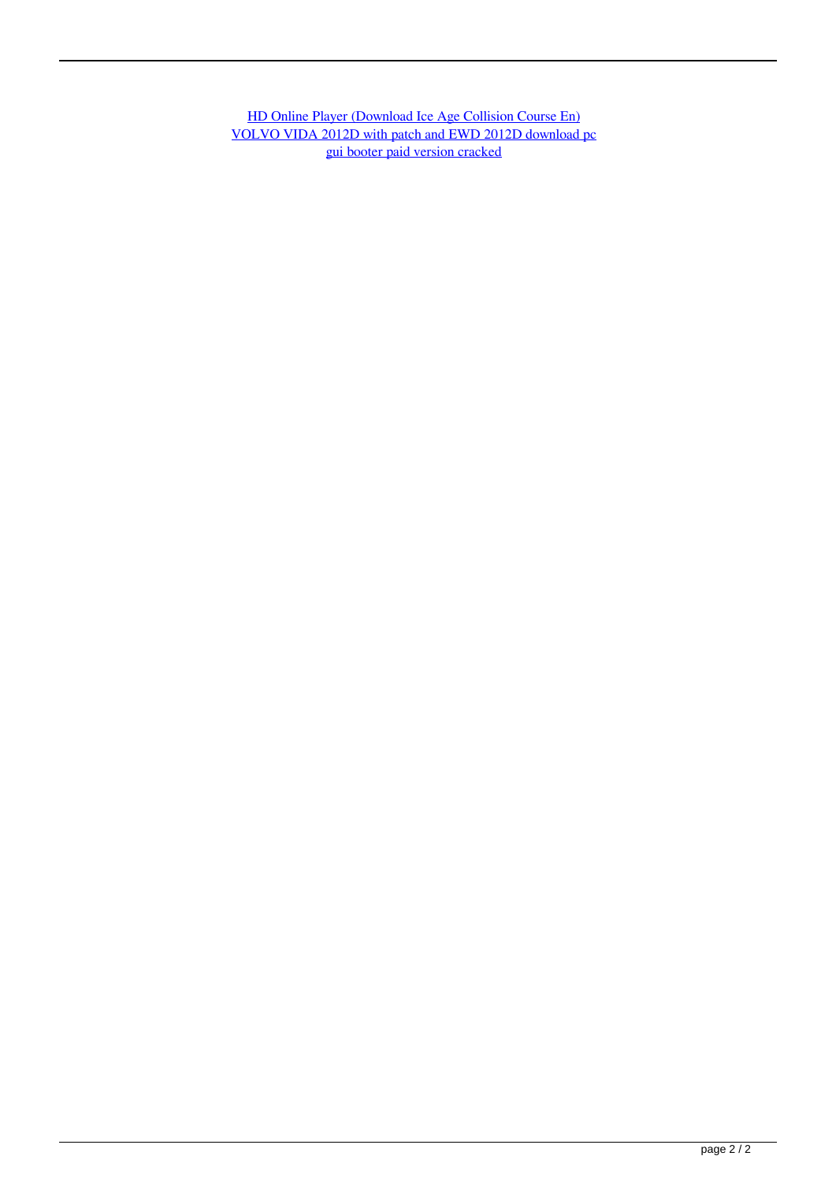HD Online Player (Download Ice Age Collision Course En)
VOLVO VIDA 2012D with patch and EWD 2012D download pc
gui booter paid version cracked